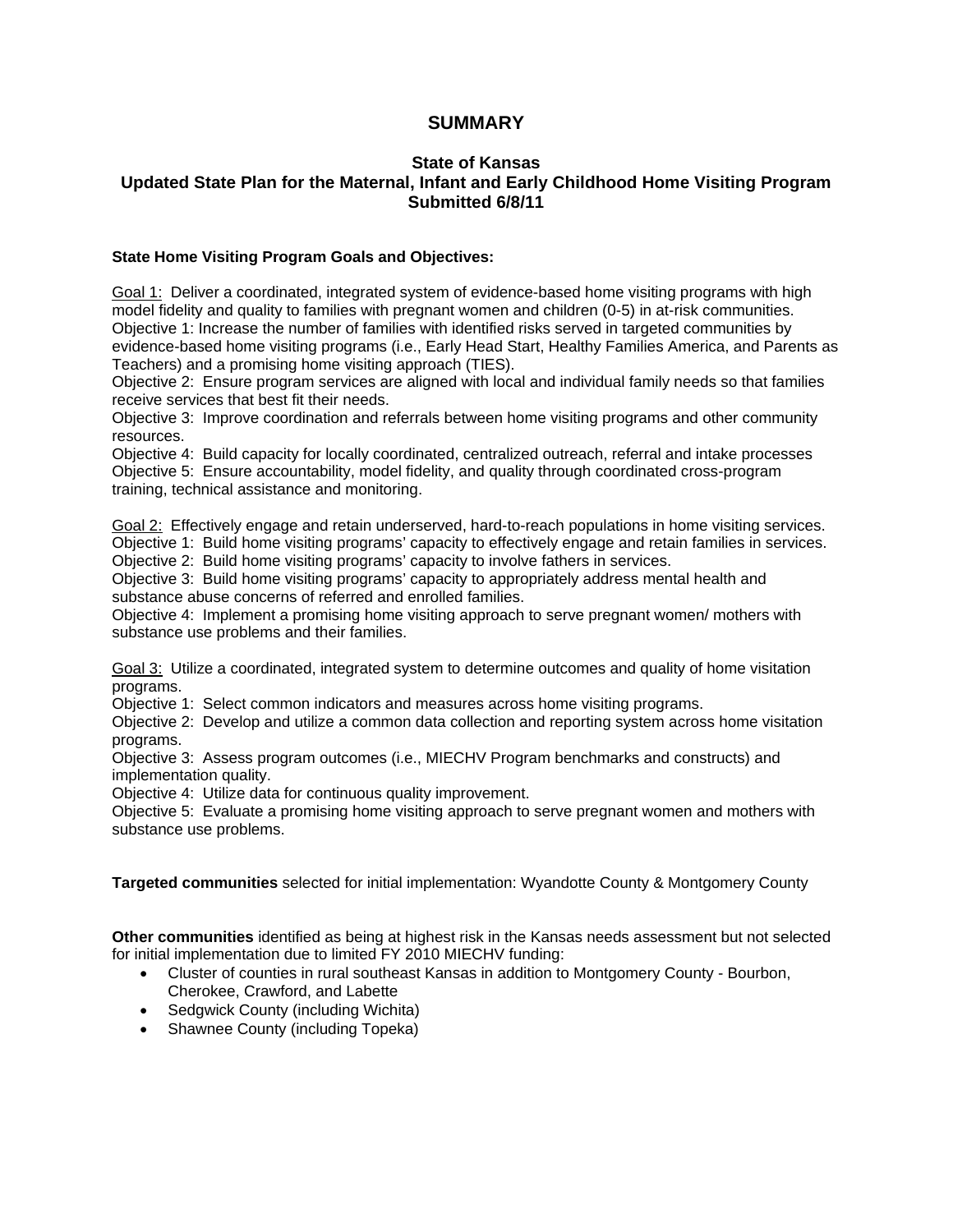# SUMMARY

## State of Kansas
## Updated State Plan for the Maternal, Infant and Early Childhood Home Visiting Program
## Submitted 6/8/11

**State Home Visiting Program Goals and Objectives:**

<u>Goal 1:</u> Deliver a coordinated, integrated system of evidence-based home visiting programs with high model fidelity and quality to families with pregnant women and children (0-5) in at-risk communities.
Objective 1: Increase the number of families with identified risks served in targeted communities by evidence-based home visiting programs (i.e., Early Head Start, Healthy Families America, and Parents as Teachers) and a promising home visiting approach (TIES).
Objective 2: Ensure program services are aligned with local and individual family needs so that families receive services that best fit their needs.
Objective 3: Improve coordination and referrals between home visiting programs and other community resources.
Objective 4: Build capacity for locally coordinated, centralized outreach, referral and intake processes
Objective 5: Ensure accountability, model fidelity, and quality through coordinated cross-program training, technical assistance and monitoring.

<u>Goal 2:</u> Effectively engage and retain underserved, hard-to-reach populations in home visiting services.
Objective 1: Build home visiting programs' capacity to effectively engage and retain families in services.
Objective 2: Build home visiting programs' capacity to involve fathers in services.
Objective 3: Build home visiting programs' capacity to appropriately address mental health and substance abuse concerns of referred and enrolled families.
Objective 4: Implement a promising home visiting approach to serve pregnant women/ mothers with substance use problems and their families.

<u>Goal 3:</u> Utilize a coordinated, integrated system to determine outcomes and quality of home visitation programs.
Objective 1: Select common indicators and measures across home visiting programs.
Objective 2: Develop and utilize a common data collection and reporting system across home visitation programs.
Objective 3: Assess program outcomes (i.e., MIECHV Program benchmarks and constructs) and implementation quality.
Objective 4: Utilize data for continuous quality improvement.
Objective 5: Evaluate a promising home visiting approach to serve pregnant women and mothers with substance use problems.

**Targeted communities** selected for initial implementation: Wyandotte County & Montgomery County

**Other communities** identified as being at highest risk in the Kansas needs assessment but not selected for initial implementation due to limited FY 2010 MIECHV funding:

- Cluster of counties in rural southeast Kansas in addition to Montgomery County - Bourbon, Cherokee, Crawford, and Labette
- Sedgwick County (including Wichita)
- Shawnee County (including Topeka)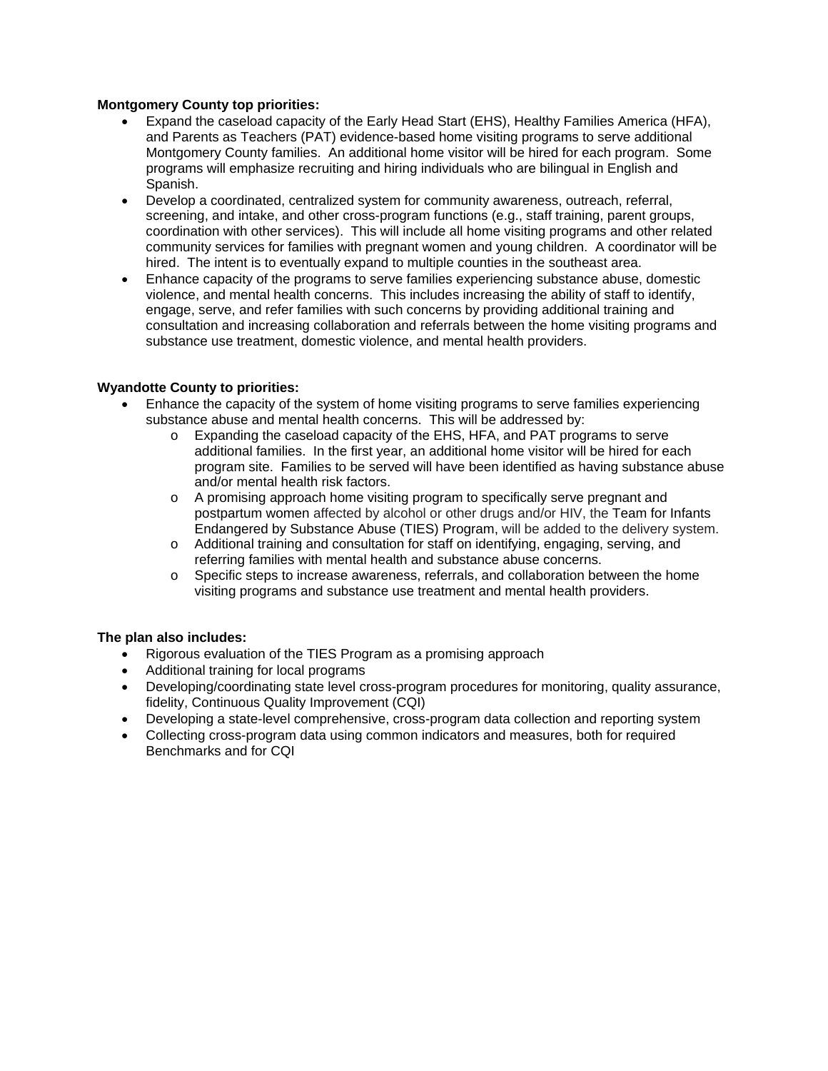**Montgomery County top priorities:**

- Expand the caseload capacity of the Early Head Start (EHS), Healthy Families America (HFA), and Parents as Teachers (PAT) evidence-based home visiting programs to serve additional Montgomery County families. An additional home visitor will be hired for each program. Some programs will emphasize recruiting and hiring individuals who are bilingual in English and Spanish.
- Develop a coordinated, centralized system for community awareness, outreach, referral, screening, and intake, and other cross-program functions (e.g., staff training, parent groups, coordination with other services). This will include all home visiting programs and other related community services for families with pregnant women and young children. A coordinator will be hired. The intent is to eventually expand to multiple counties in the southeast area.
- Enhance capacity of the programs to serve families experiencing substance abuse, domestic violence, and mental health concerns. This includes increasing the ability of staff to identify, engage, serve, and refer families with such concerns by providing additional training and consultation and increasing collaboration and referrals between the home visiting programs and substance use treatment, domestic violence, and mental health providers.

**Wyandotte County to priorities:**

- Enhance the capacity of the system of home visiting programs to serve families experiencing substance abuse and mental health concerns. This will be addressed by:
  - Expanding the caseload capacity of the EHS, HFA, and PAT programs to serve additional families. In the first year, an additional home visitor will be hired for each program site. Families to be served will have been identified as having substance abuse and/or mental health risk factors.
  - A promising approach home visiting program to specifically serve pregnant and postpartum women affected by alcohol or other drugs and/or HIV, the Team for Infants Endangered by Substance Abuse (TIES) Program, will be added to the delivery system.
  - Additional training and consultation for staff on identifying, engaging, serving, and referring families with mental health and substance abuse concerns.
  - Specific steps to increase awareness, referrals, and collaboration between the home visiting programs and substance use treatment and mental health providers.

**The plan also includes:**

- Rigorous evaluation of the TIES Program as a promising approach
- Additional training for local programs
- Developing/coordinating state level cross-program procedures for monitoring, quality assurance, fidelity, Continuous Quality Improvement (CQI)
- Developing a state-level comprehensive, cross-program data collection and reporting system
- Collecting cross-program data using common indicators and measures, both for required Benchmarks and for CQI